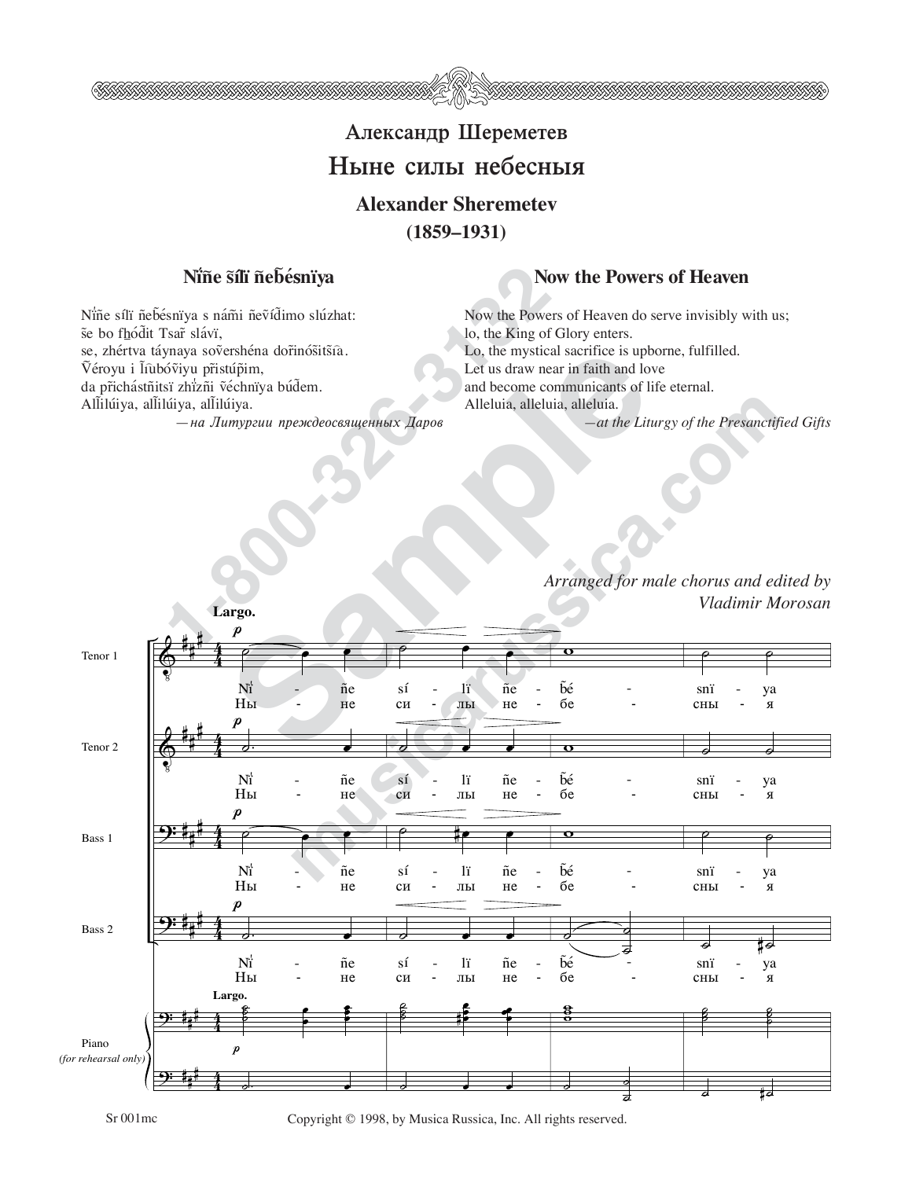# Александр Шереметев

## Ныне силы небесныя

### Alexander Sheremetev

**(1859–1931)**

### Nı̃ñe sı̃lı̃ ñeb̃ésnïya

Nı́ñe sílï ñeb̃ésnïya s nám̃i ñeṽíd̃imo slúzhat:
s̃e bo fh̲ód̃it Tsar̃ slávï,
se, zhértva táynaya soṽershéna dor̃inós̃its̃ı̃a.
Ṽéroyu i l̃ı̃ubóṽiyu p̃ristúp̃im,
da p̃richástñitsï zhı́zñi ṽéchnïya búd̃em.
All̃ilúiya, all̃ilúiya, all̃ilúiya.

*—на Литургии преждеосвященных Даров*

### Now the Powers of Heaven

Now the Powers of Heaven do serve invisibly with us;
lo, the King of Glory enters.
Lo, the mystical sacrifice is upborne, fulfilled.
Let us draw near in faith and love
and become communicants of life eternal.
Alleluia, alleluia, alleluia.

*—at the Liturgy of the Presanctified Gifts*

*Arranged for male chorus and edited by Vladimir Morosan*

**Largo.**

Tenor 1, Tenor 2, Bass 1, Bass 2, Piano *(for rehearsal only)*

Nı́ - ñe sí - lï ñe - b̃é - snï - ya
Ны - не си - лы не - бе - сны - я

Sr 001mc

Copyright © 1998, by Musica Russica, Inc. All rights reserved.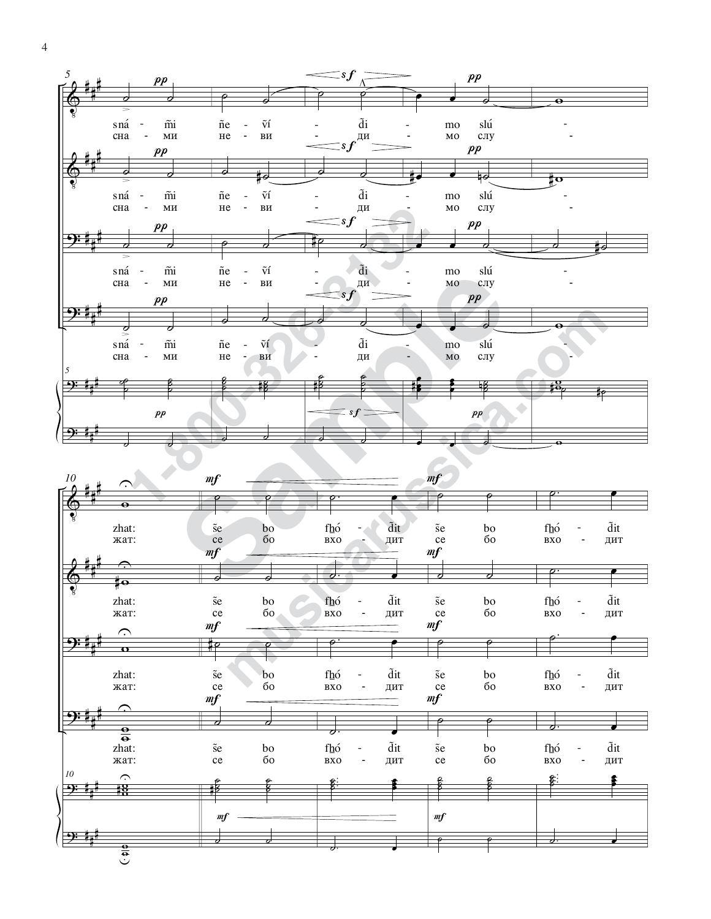snáñi ñe - ṽí - d̃i - mo slú - zhat: šẽ bo fh̲ó - d̃it šẽ bo fh̲ó - d̃it

сна - ми не - ви - ди - мо слу - жат: се бо вхо - дит се бо вхо - дит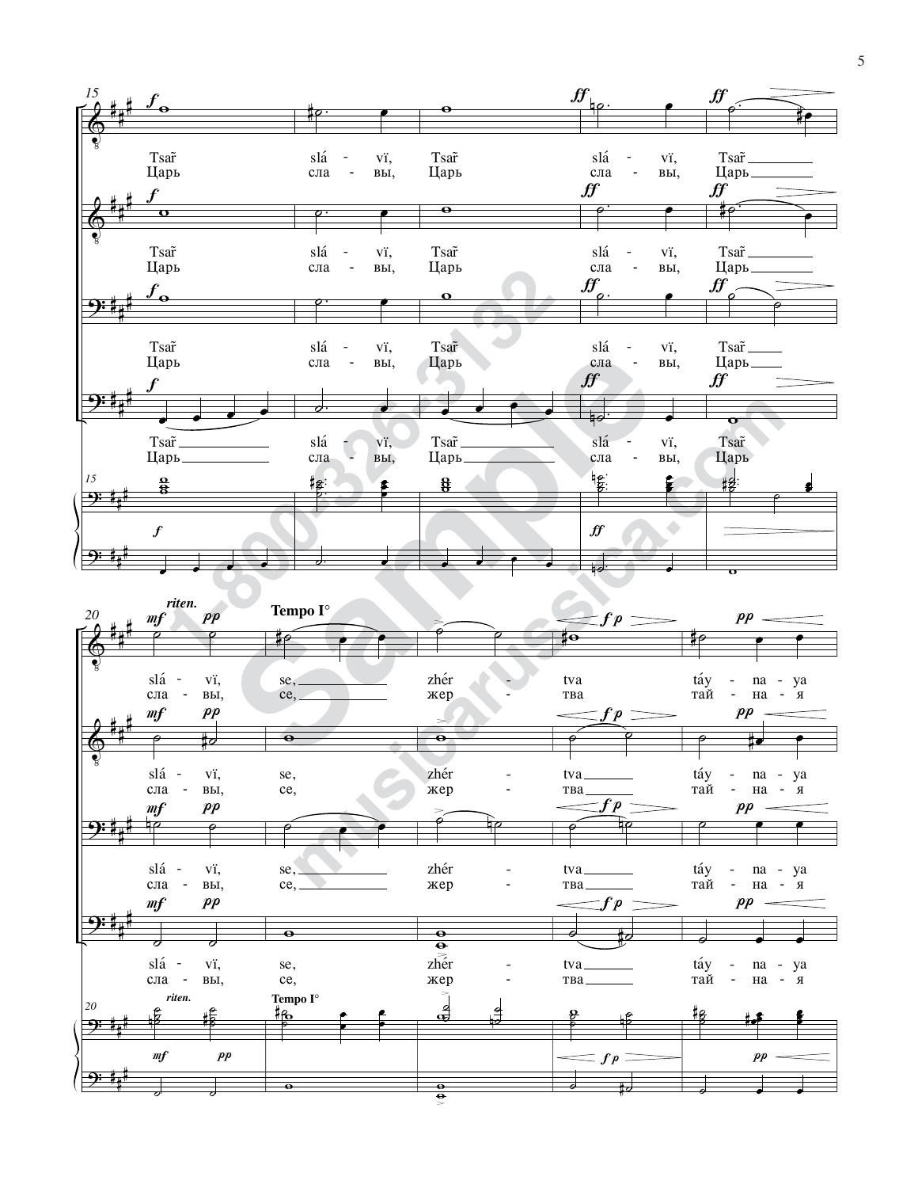Tsar̃ slá - vï, Tsar̃ slá - vï, Tsar̃

Царь сла - вы, Царь сла - вы, Царь

*riten.* **Tempo I°**

slá - vï, se, zhér - tva táy - na - ya

сла - вы, се, жер - тва тай - на - я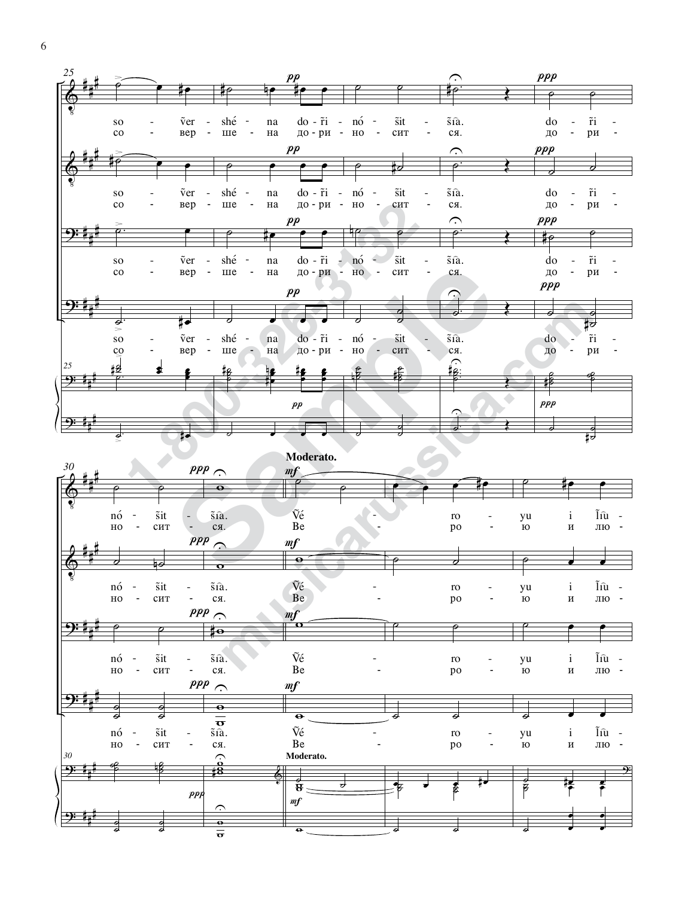so - ṽer - shé - na do - r̃i - nó - s̃it - s̃ıa. do - r̃i -
со - вер - ше - на до - ри - но - сит - ся. до - ри -

**Moderato.**

nó - s̃it - s̃ıa. Ṽé - ro - yu i l̃ıu -
но - сит - ся. Ве - ро - ю и лю -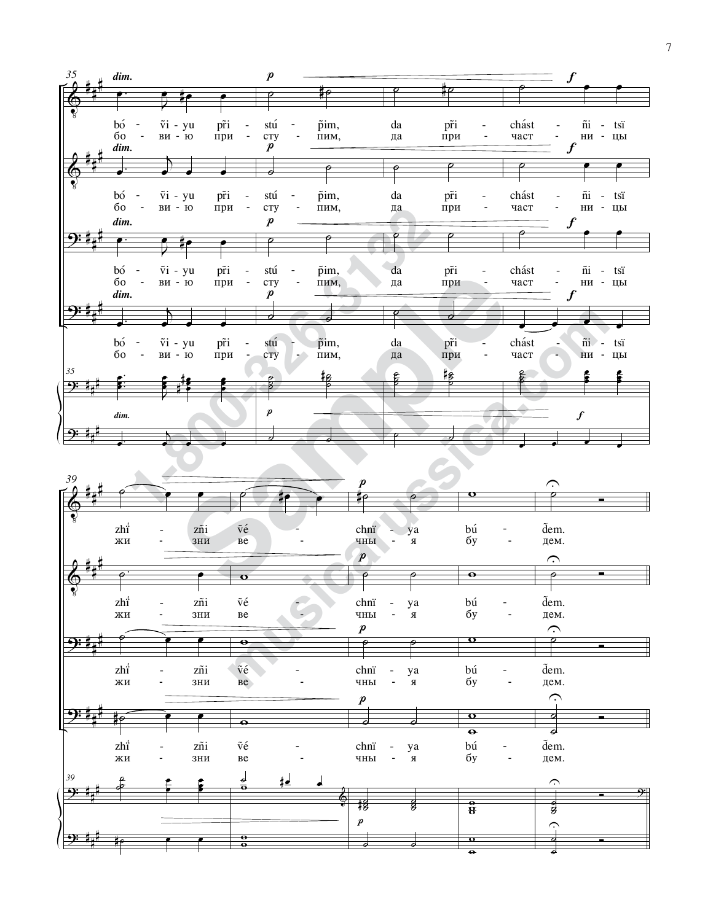bó - ṽi - yu pr̃i - stú - p̃im, da pr̃i - chást - ñi - tsï
бо - ви - ю при - сту - пим, да при - част - ни - цы

zhï - z̃ni ṽé - chnï - ya bú - d̃em.
жи - зни ве - чны - я бу - дем.